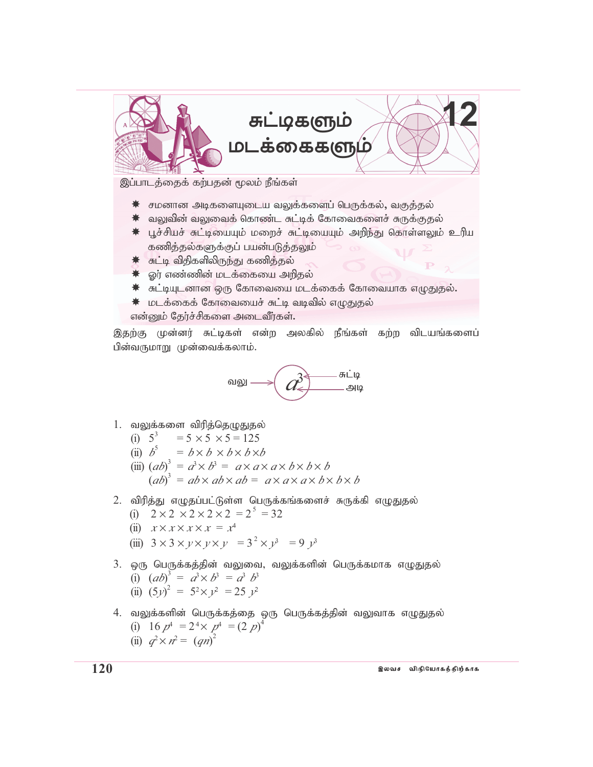# 12 சுட்டிகளும் மடக்கைகளும்

இப்பாடத்தைக் கற்பதன் மூலம் நீங்கள்

- ✷ சமனான அடிகளையுடைய வலுக்களைப் பெருக்கல், வகுத்தல்
- ✷ வலுவின் வலுவைக் கொண்ட சுட்டிக் கோவைகளைச் சுருக்குதல்
- ✷ பூச்சியச் சுட்டியையும் மறைச் சுட்டியையும் அறிந்து கொள்ளலும் உரிய கணித்தல்களுக்குப் பயன்படுத்தலும்
- ✷ சுட்டி விதிகளிலிருந்து கணித்தல்
- ✷ ஓர் எண்ணின் மடக்கையை அறிதல்
- ✷ சுட்டியுடனான ஒரு கோவையை மடக்கைக் கோவையாக எழுதுதல்.
- ✷ மடக்கைக் கோவையைச் சுட்டி வடிவில் எழுதுதல்

என்னும் தேர்ச்சிகளை அடைவீர்கள்.

இதற்கு முன்னர் சுட்டிகள் என்ற அலகில் நீங்கள் கற்ற விடயங்களைப் பின்வருமாறு முன்வைக்கலாம்.

வலு → $a^3$ ← சுட்டி (3), அடி ($a$)

1. வலுக்களை விரித்தெழுதுதல்
   (i) $5^3 = 5 \times 5 \times 5 = 125$
   (ii) $b^5 = b \times b \times b \times b \times b$
   (iii) $(ab)^3 = a^3 \times b^3 = a \times a \times a \times b \times b \times b$
   $(ab)^3 = ab \times ab \times ab = a \times a \times a \times b \times b \times b$

2. விரித்து எழுதப்பட்டுள்ள பெருக்கங்களைச் சுருக்கி எழுதுதல்
   (i) $2 \times 2 \times 2 \times 2 \times 2 = 2^5 = 32$
   (ii) $x \times x \times x \times x = x^4$
   (iii) $3 \times 3 \times y \times y \times y = 3^2 \times y^3 = 9\, y^3$

3. ஒரு பெருக்கத்தின் வலுவை, வலுக்களின் பெருக்கமாக எழுதுதல்
   (i) $(ab)^3 = a^3 \times b^3 = a^3\, b^3$
   (ii) $(5y)^2 = 5^2 \times y^2 = 25\, y^2$

4. வலுக்களின் பெருக்கத்தை ஒரு பெருக்கத்தின் வலுவாக எழுதுதல்
   (i) $16\, p^4 = 2^4 \times p^4 = (2\, p)^4$
   (ii) $q^2 \times n^2 = (qn)^2$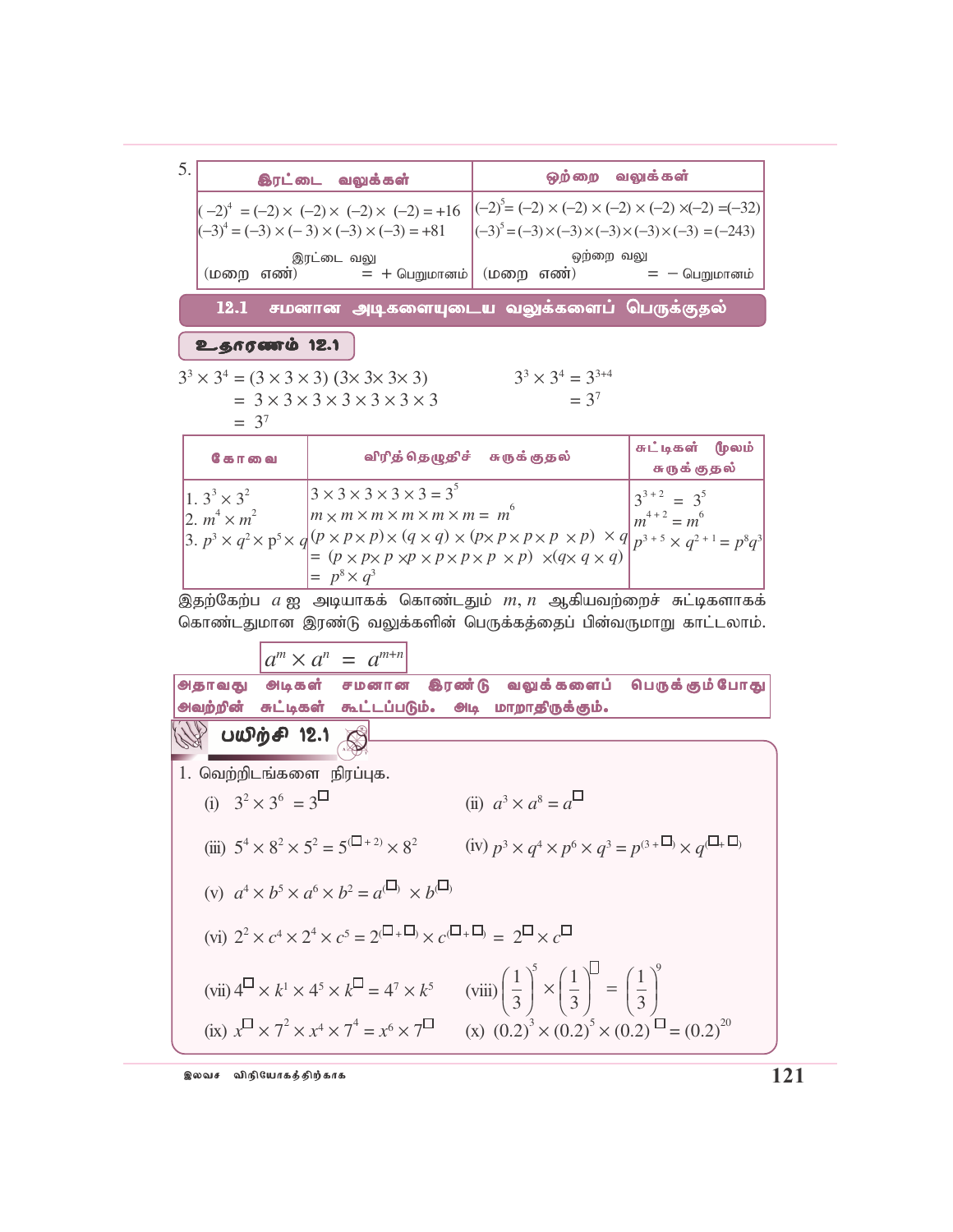5.

| இரட்டை வலுக்கள் | ஒற்றை வலுக்கள் |
|---|---|
| $(-2)^4 = (-2)\times(-2)\times(-2)\times(-2) = +16$ <br> $(-3)^4 = (-3)\times(-3)\times(-3)\times(-3) = +81$ <br> இரட்டை வலு <br> (மறை எண்) $= +$ பெறுமானம் | $(-2)^5 = (-2)\times(-2)\times(-2)\times(-2)\times(-2) = (-32)$ <br> $(-3)^5 = (-3)\times(-3)\times(-3)\times(-3)\times(-3) = (-243)$ <br> ஒற்றை வலு <br> (மறை எண்) $= -$ பெறுமானம் |

## 12.1 சமனான அடிகளையுடைய வலுக்களைப் பெருக்குதல்

**உதாரணம் 12.1**

$$3^3 \times 3^4 = (3\times3\times3)\,(3\times3\times3\times3)$$
$$= 3\times3\times3\times3\times3\times3\times3$$
$$= 3^7$$

$$3^3 \times 3^4 = 3^{3+4}$$
$$= 3^7$$

| கோவை | விரித்தெழுதிச் சுருக்குதல் | சுட்டிகள் மூலம் சுருக்குதல் |
|---|---|---|
| 1. $3^3\times3^2$ | $3\times3\times3\times3\times3 = 3^5$ | $3^{3+2} = 3^5$ |
| 2. $m^4\times m^2$ | $m\times m\times m\times m\times m\times m = m^6$ | $m^{4+2} = m^6$ |
| 3. $p^3\times q^2\times p^5\times q$ | $(p\times p\times p)\times(q\times q)\times(p\times p\times p\times p\times p)\times q$ <br> $= (p\times p\times p\times p\times p\times p\times p\times p)\times(q\times q\times q)$ <br> $= p^8\times q^3$ | $p^{3+5}\times q^{2+1} = p^8q^3$ |

இதற்கேற்ப $a$ ஐ அடியாகக் கொண்டதும் $m, n$ ஆகியவற்றைச் சுட்டிகளாகக் கொண்டதுமான இரண்டு வலுக்களின் பெருக்கத்தைப் பின்வருமாறு காட்டலாம்.

$$a^m \times a^n = a^{m+n}$$

**அதாவது அடிகள் சமனான இரண்டு வலுக்களைப் பெருக்கும்போது அவற்றின் சுட்டிகள் கூட்டப்படும். அடி மாறாதிருக்கும்.**

### பயிற்சி 12.1

1. வெற்றிடங்களை நிரப்புக.

(i) $3^2\times3^6 = 3^{\square}$

(ii) $a^3\times a^8 = a^{\square}$

(iii) $5^4\times8^2\times5^2 = 5^{(\square+2)}\times8^2$

(iv) $p^3\times q^4\times p^6\times q^3 = p^{(3+\square)}\times q^{(\square+\square)}$

(v) $a^4\times b^5\times a^6\times b^2 = a^{(\square)}\times b^{(\square)}$

(vi) $2^2\times c^4\times2^4\times c^5 = 2^{(\square+\square)}\times c^{(\square+\square)} = 2^{\square}\times c^{\square}$

(vii) $4^{\square}\times k^1\times4^5\times k^{\square} = 4^7\times k^5$

(viii) $\left(\frac{1}{3}\right)^5\times\left(\frac{1}{3}\right)^{\square} = \left(\frac{1}{3}\right)^9$

(ix) $x^{\square}\times7^2\times x^4\times7^4 = x^6\times7^{\square}$

(x) $(0.2)^3\times(0.2)^5\times(0.2)^{\square} = (0.2)^{20}$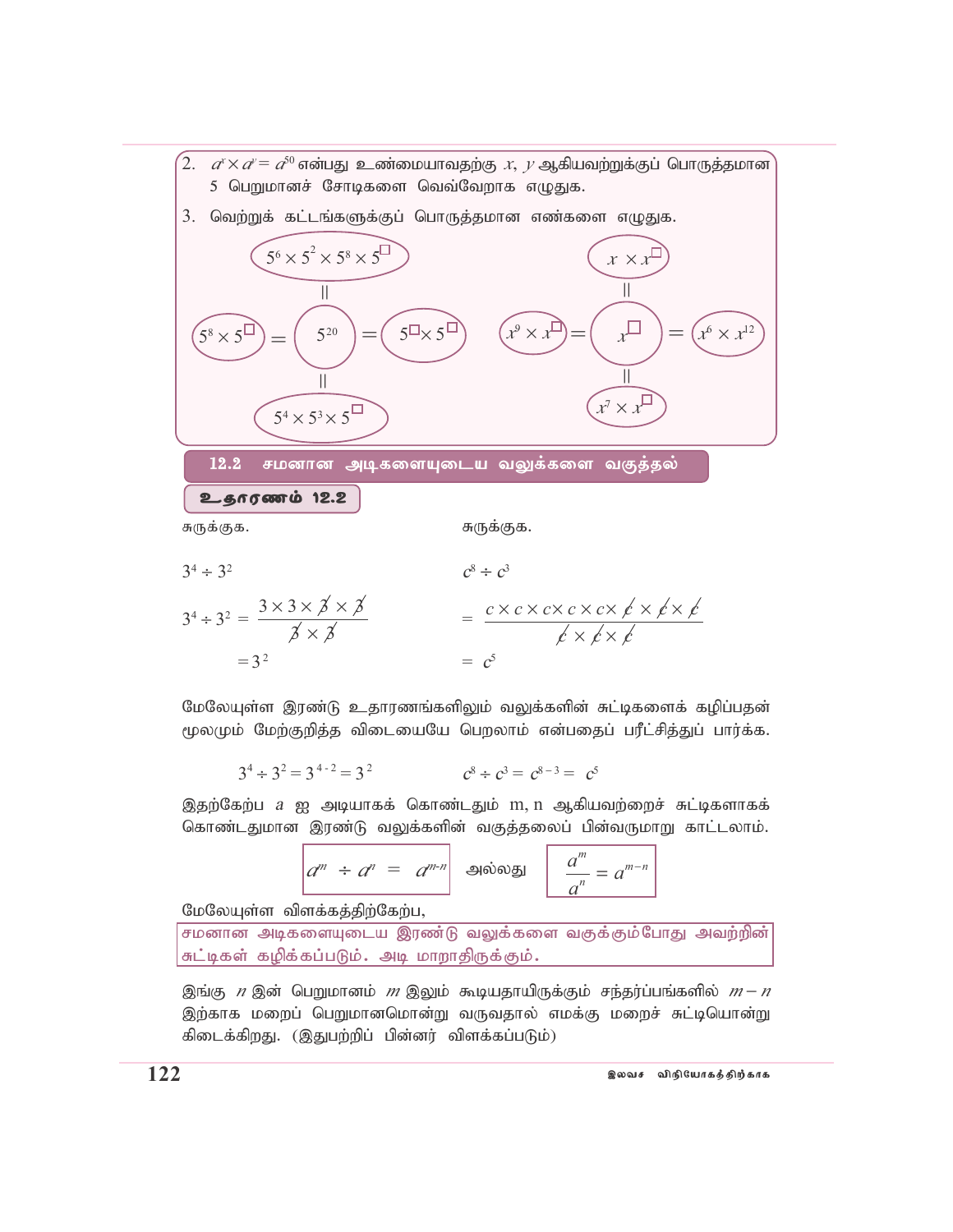2. $a^x \times a^y = a^{50}$ என்பது உண்மையாவதற்கு $x$, $y$ ஆகியவற்றுக்குப் பொருத்தமான 5 பெறுமானச் சோடிகளை வெவ்வேறாக எழுதுக.

3. வெற்றுக் கட்டங்களுக்குப் பொருத்தமான எண்களை எழுதுக.

$$5^6 \times 5^2 \times 5^8 \times 5^{\square} = 5^{20}$$

$$5^8 \times 5^{\square} = 5^{20} = 5^{\square} \times 5^{\square}$$

$$5^4 \times 5^3 \times 5^{\square} = 5^{20}$$

$$x \times x^{\square} = x^{\square}$$

$$x^9 \times x^{\square} = x^{\square} = x^6 \times x^{12}$$

$$x^7 \times x^{\square} = x^{\square}$$

## 12.2 சமனான அடிகளையுடைய வலுக்களை வகுத்தல்

**உதாரணம் 12.2**

சுருக்குக.

$3^4 \div 3^2$

$$3^4 \div 3^2 = \frac{3 \times 3 \times \cancel{3} \times \cancel{3}}{\cancel{3} \times \cancel{3}}$$

$$= 3^2$$

சுருக்குக.

$c^8 \div c^3$

$$= \frac{c \times c \times c \times c \times c \times \cancel{c} \times \cancel{c} \times \cancel{c}}{\cancel{c} \times \cancel{c} \times \cancel{c}}$$

$$= c^5$$

மேலேயுள்ள இரண்டு உதாரணங்களிலும் வலுக்களின் சுட்டிகளைக் கழிப்பதன் மூலமும் மேற்குறித்த விடையையே பெறலாம் என்பதைப் பரீட்சித்துப் பார்க்க.

$$3^4 \div 3^2 = 3^{4-2} = 3^2 \qquad c^8 \div c^3 = c^{8-3} = c^5$$

இதற்கேற்ப $a$ ஐ அடியாகக் கொண்டதும் m, n ஆகியவற்றைச் சுட்டிகளாகக் கொண்டதுமான இரண்டு வலுக்களின் வகுத்தலைப் பின்வருமாறு காட்டலாம்.

$$a^m \div a^n = a^{m-n} \quad \text{அல்லது} \quad \frac{a^m}{a^n} = a^{m-n}$$

மேலேயுள்ள விளக்கத்திற்கேற்ப,

**சமனான அடிகளையுடைய இரண்டு வலுக்களை வகுக்கும்போது அவற்றின் சுட்டிகள் கழிக்கப்படும். அடி மாறாதிருக்கும்.**

இங்கு $n$ இன் பெறுமானம் $m$ இலும் கூடியதாயிருக்கும் சந்தர்ப்பங்களில் $m-n$ இற்காக மறைப் பெறுமானமொன்று வருவதால் எமக்கு மறைச் சுட்டியொன்று கிடைக்கிறது. (இதுபற்றிப் பின்னர் விளக்கப்படும்)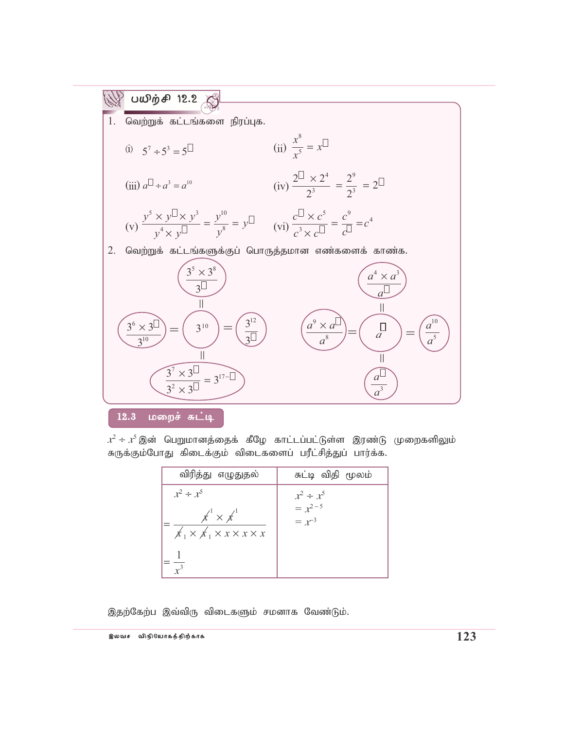## பயிற்சி 12.2

1. வெற்றுக் கட்டங்களை நிரப்புக.

   (i) $5^7 \div 5^3 = 5^{\square}$

   (ii) $\dfrac{x^8}{x^5} = x^{\square}$

   (iii) $a^{\square} \div a^3 = a^{10}$

   (iv) $\dfrac{2^{\square} \times 2^4}{2^3} = \dfrac{2^9}{2^3} = 2^{\square}$

   (v) $\dfrac{y^5 \times y^{\square} \times y^3}{y^4 \times y^{\square}} = \dfrac{y^{10}}{y^8} = y^{\square}$

   (vi) $\dfrac{c^{\square} \times c^5}{c^3 \times c^{\square}} = \dfrac{c^9}{c^{\square}} = c^4$

2. வெற்றுக் கட்டங்களுக்குப் பொருத்தமான எண்களைக் காண்க.

   $\dfrac{3^5 \times 3^8}{3^{\square}} = 3^{10}$

   $\dfrac{3^6 \times 3^{\square}}{3^{10}} = 3^{10} = \dfrac{3^{12}}{3^{\square}}$

   $3^{10} = \dfrac{3^7 \times 3^{\square}}{3^2 \times 3^{\square}} = 3^{17-\square}$

   $\dfrac{a^4 \times a^3}{a^{\square}} = a^{\square}$

   $\dfrac{a^9 \times a^{\square}}{a^8} = a^{\square} = \dfrac{a^{10}}{a^5}$

   $a^{\square} = \dfrac{a^{\square}}{a^3}$

## 12.3 மறைச் சுட்டி

$x^2 \div x^5$ இன் பெறுமானத்தைக் கீழே காட்டப்பட்டுள்ள இரண்டு முறைகளிலும் சுருக்கும்போது கிடைக்கும் விடைகளைப் பரீட்சித்துப் பார்க்க.

| விரித்து எழுதுதல் | சுட்டி விதி மூலம் |
|---|---|
| $x^2 \div x^5$<br>$= \dfrac{\cancel{x}^1 \times \cancel{x}^1}{\cancel{x}_1 \times \cancel{x}_1 \times x \times x \times x}$<br>$= \dfrac{1}{x^3}$ | $x^2 \div x^5$<br>$= x^{2-5}$<br>$= x^{-3}$ |

இதற்கேற்ப இவ்விரு விடைகளும் சமனாக வேண்டும்.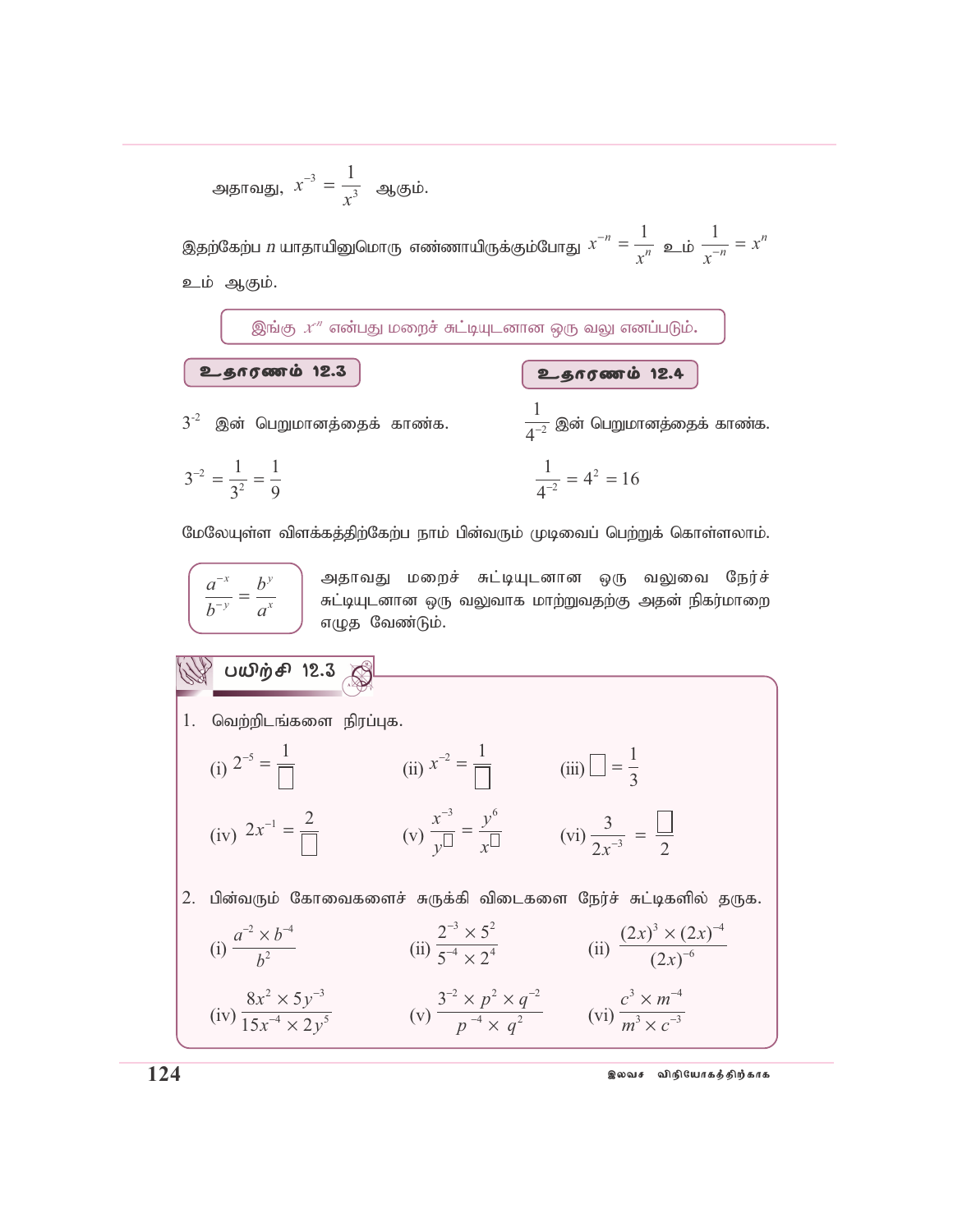அதாவது, $x^{-3} = \dfrac{1}{x^3}$ ஆகும்.

இதற்கேற்ப $n$ யாதாயினுமொரு எண்ணாயிருக்கும்போது $x^{-n} = \dfrac{1}{x^n}$ உம் $\dfrac{1}{x^{-n}} = x^n$ உம் ஆகும்.

இங்கு $x^{-n}$ என்பது மறைச் சுட்டியுடனான ஒரு வலு எனப்படும்.

**உதாரணம் 12.3**

$3^{-2}$ இன் பெறுமானத்தைக் காண்க.

$$3^{-2} = \frac{1}{3^2} = \frac{1}{9}$$

**உதாரணம் 12.4**

$\dfrac{1}{4^{-2}}$ இன் பெறுமானத்தைக் காண்க.

$$\frac{1}{4^{-2}} = 4^2 = 16$$

மேலேயுள்ள விளக்கத்திற்கேற்ப நாம் பின்வரும் முடிவைப் பெற்றுக் கொள்ளலாம்.

$$\frac{a^{-x}}{b^{-y}} = \frac{b^y}{a^x}$$

அதாவது மறைச் சுட்டியுடனான ஒரு வலுவை நேர்ச் சுட்டியுடனான ஒரு வலுவாக மாற்றுவதற்கு அதன் நிகர்மாறை எழுத வேண்டும்.

## பயிற்சி 12.3

1. வெற்றிடங்களை நிரப்புக.

   (i) $2^{-5} = \dfrac{1}{\square}$  (ii) $x^{-2} = \dfrac{1}{\square}$  (iii) $\square = \dfrac{1}{3}$

   (iv) $2x^{-1} = \dfrac{2}{\square}$  (v) $\dfrac{x^{-3}}{y^{\square}} = \dfrac{y^6}{x^{\square}}$  (vi) $\dfrac{3}{2x^{-3}} = \dfrac{\square}{2}$

2. பின்வரும் கோவைகளைச் சுருக்கி விடைகளை நேர்ச் சுட்டிகளில் தருக.

   (i) $\dfrac{a^{-2} \times b^{-4}}{b^2}$  (ii) $\dfrac{2^{-3} \times 5^2}{5^{-4} \times 2^4}$  (ii) $\dfrac{(2x)^3 \times (2x)^{-4}}{(2x)^{-6}}$

   (iv) $\dfrac{8x^2 \times 5y^{-3}}{15x^{-4} \times 2y^5}$  (v) $\dfrac{3^{-2} \times p^2 \times q^{-2}}{p^{-4} \times q^2}$  (vi) $\dfrac{c^3 \times m^{-4}}{m^3 \times c^{-3}}$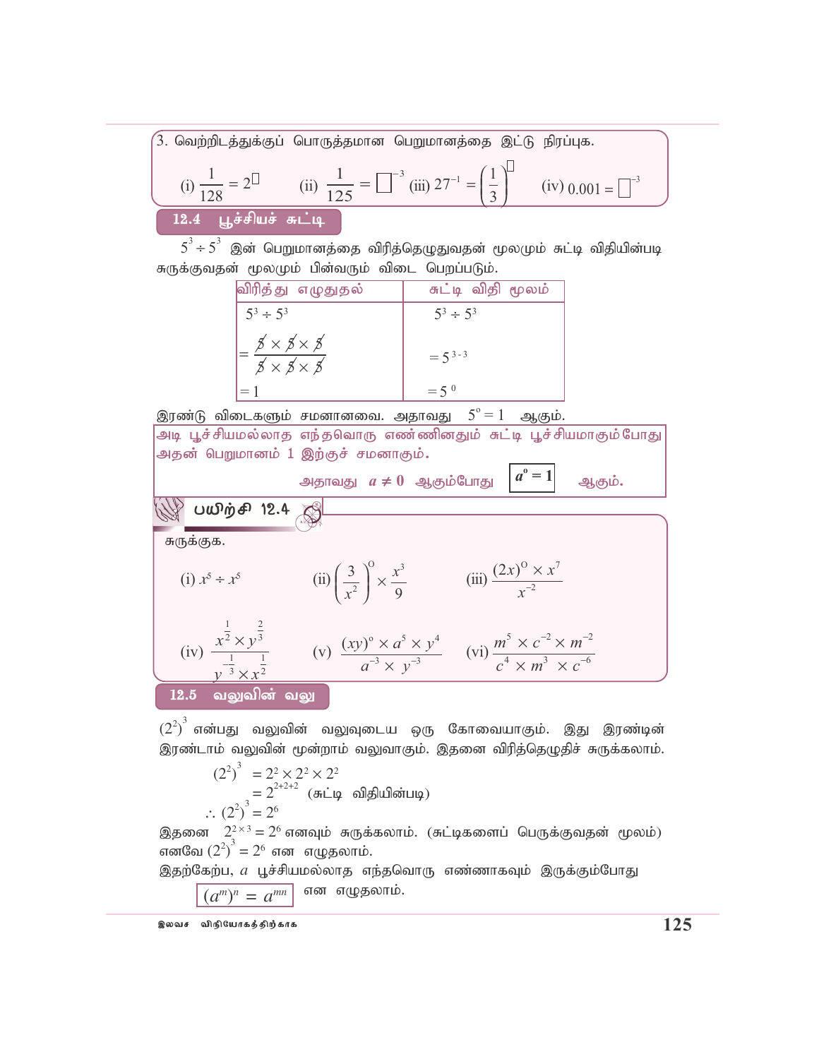3. வெற்றிடத்துக்குப் பொருத்தமான பெறுமானத்தை இட்டு நிரப்புக.

(i) $\frac{1}{128} = 2^{\square}$ (ii) $\frac{1}{125} = \square^{-3}$ (iii) $27^{-1} = \left(\frac{1}{3}\right)^{\square}$ (iv) $0.001 = \square^{-3}$

## 12.4 பூச்சியச் சுட்டி

$5^3 \div 5^3$ இன் பெறுமானத்தை விரித்தெழுதுவதன் மூலமும் சுட்டி விதியின்படி சுருக்குவதன் மூலமும் பின்வரும் விடை பெறப்படும்.

| விரித்து எழுதுதல் | சுட்டி விதி மூலம் |
|---|---|
| $5^3 \div 5^3$ | $5^3 \div 5^3$ |
| $= \frac{\cancel{5} \times \cancel{5} \times \cancel{5}}{\cancel{5} \times \cancel{5} \times \cancel{5}}$ | $= 5^{3-3}$ |
| $= 1$ | $= 5^0$ |

இரண்டு விடைகளும் சமனானவை. அதாவது $5^0 = 1$ ஆகும்.

**அடி பூச்சியமல்லாத எந்தவொரு எண்ணினதும் சுட்டி பூச்சியமாகும்போது அதன் பெறுமானம் 1 இற்குச் சமனாகும்.**

**அதாவது $a \neq 0$ ஆகும்போது $a^0 = 1$ ஆகும்.**

### பயிற்சி 12.4

சுருக்குக.

(i) $x^5 \div x^5$ (ii) $\left(\frac{3}{x^2}\right)^0 \times \frac{x^3}{9}$ (iii) $\frac{(2x)^0 \times x^7}{x^{-2}}$

(iv) $\frac{x^{\frac{1}{2}} \times y^{\frac{2}{3}}}{y^{-\frac{1}{3}} \times x^{\frac{1}{2}}}$ (v) $\frac{(xy)^0 \times a^5 \times y^4}{a^{-3} \times y^{-3}}$ (vi) $\frac{m^5 \times c^{-2} \times m^{-2}}{c^4 \times m^3 \times c^{-6}}$

## 12.5 வலுவின் வலு

$(2^2)^3$ என்பது வலுவின் வலுவுடைய ஒரு கோவையாகும். இது இரண்டின் இரண்டாம் வலுவின் மூன்றாம் வலுவாகும். இதனை விரித்தெழுதிச் சுருக்கலாம்.

$(2^2)^3 = 2^2 \times 2^2 \times 2^2$
$= 2^{2+2+2}$ (சுட்டி விதியின்படி)
$\therefore (2^2)^3 = 2^6$

இதனை $2^{2\times 3} = 2^6$ எனவும் சுருக்கலாம். (சுட்டிகளைப் பெருக்குவதன் மூலம்)
எனவே $(2^2)^3 = 2^6$ என எழுதலாம்.
இதற்கேற்ப, $a$ பூச்சியமல்லாத எந்தவொரு எண்ணாகவும் இருக்கும்போது

$(a^m)^n = a^{mn}$ என எழுதலாம்.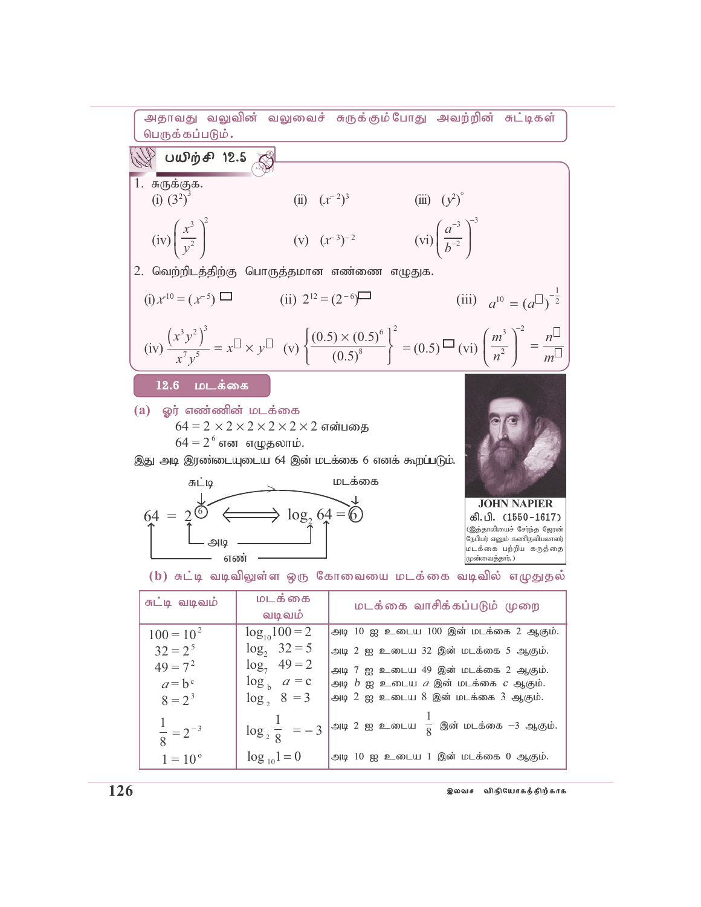அதாவது வலுவின் வலுவைச் சுருக்கும்போது அவற்றின் சுட்டிகள் பெருக்கப்படும்.

## பயிற்சி 12.5

1. சுருக்குக.

(i) $(3^2)^3$ (ii) $(x^{-2})^3$ (iii) $(y^2)^0$

(iv) $\left(\dfrac{x^3}{y^2}\right)^2$ (v) $(x^{-3})^{-2}$ (vi) $\left(\dfrac{a^{-3}}{b^{-2}}\right)^{-3}$

2. வெற்றிடத்திற்கு பொருத்தமான எண்ணை எழுதுக.

(i) $x^{10} = (x^{-5})^{\square}$ (ii) $2^{12} = (2^{-6})^{\square}$ (iii) $a^{10} = (a^{\square})^{-\frac{1}{2}}$

(iv) $\dfrac{(x^3y^2)^3}{x^7y^5} = x^{\square} \times y^{\square}$ (v) $\left\{\dfrac{(0.5)\times(0.5)^6}{(0.5)^8}\right\}^2 = (0.5)^{\square}$ (vi) $\left(\dfrac{m^3}{n^2}\right)^{-2} = \dfrac{n^{\square}}{m^{\square}}$

## 12.6 மடக்கை

### (a) ஓர் எண்ணின் மடக்கை

$64 = 2 \times 2 \times 2 \times 2 \times 2 \times 2$ என்பதை

$64 = 2^6$ என எழுதலாம்.

இது அடி இரண்டையுடைய 64 இன் மடக்கை 6 எனக் கூறப்படும்.

சுட்டி → மடக்கை

$$64 = 2^{6} \Longleftrightarrow \log_2 64 = 6$$

(அடி: 2, எண்: 64)

**JOHN NAPIER**
கி.பி. (1550-1617)
(இத்தாலியைச் சேர்ந்த ஜேரன் நேபியர் எனும் கணிதவியலாளர் மடக்கை பற்றிய கருத்தை முன்வைத்தார்.)

### (b) சுட்டி வடிவிலுள்ள ஒரு கோவையை மடக்கை வடிவில் எழுதுதல்

| சுட்டி வடிவம் | மடக்கை வடிவம் | மடக்கை வாசிக்கப்படும் முறை |
|---|---|---|
| $100 = 10^2$ | $\log_{10} 100 = 2$ | அடி 10 ஐ உடைய 100 இன் மடக்கை 2 ஆகும். |
| $32 = 2^5$ | $\log_2 32 = 5$ | அடி 2 ஐ உடைய 32 இன் மடக்கை 5 ஆகும். |
| $49 = 7^2$ | $\log_7 49 = 2$ | அடி 7 ஐ உடைய 49 இன் மடக்கை 2 ஆகும். |
| $a = b^c$ | $\log_b a = c$ | அடி $b$ ஐ உடைய $a$ இன் மடக்கை $c$ ஆகும். |
| $8 = 2^3$ | $\log_2 8 = 3$ | அடி 2 ஐ உடைய 8 இன் மடக்கை 3 ஆகும். |
| $\dfrac{1}{8} = 2^{-3}$ | $\log_2 \dfrac{1}{8} = -3$ | அடி 2 ஐ உடைய $\dfrac{1}{8}$ இன் மடக்கை $-3$ ஆகும். |
| $1 = 10^0$ | $\log_{10} 1 = 0$ | அடி 10 ஐ உடைய 1 இன் மடக்கை 0 ஆகும். |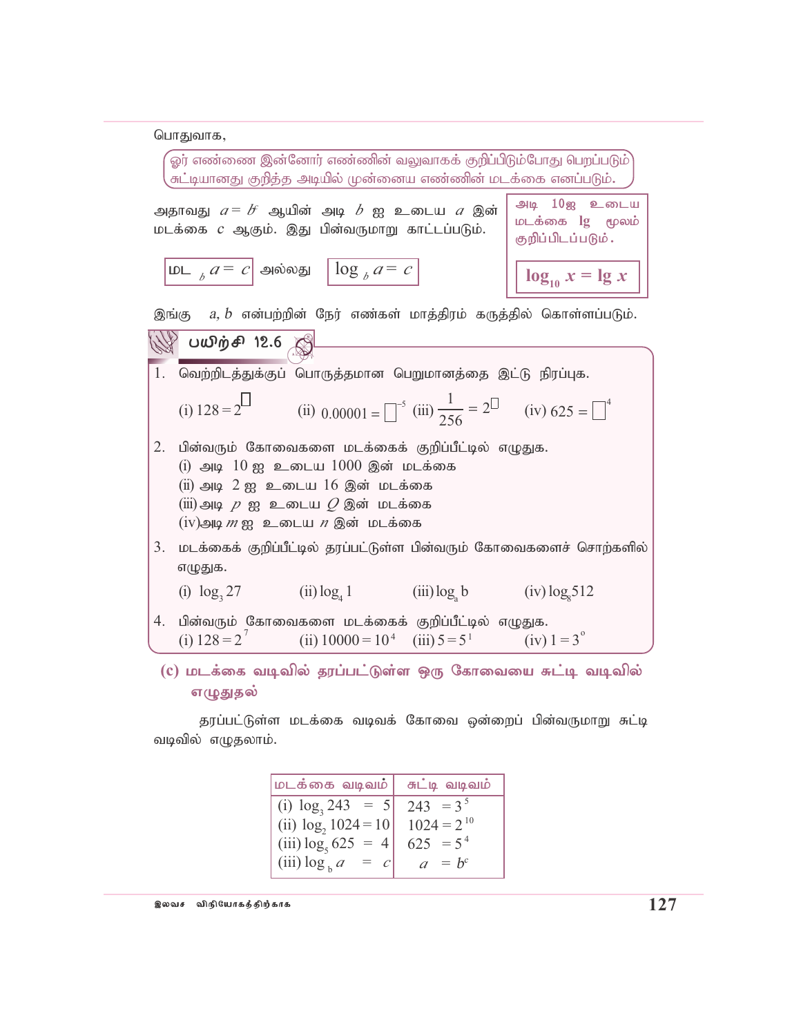பொதுவாக,

> ஓர் எண்ணை இன்னோர் எண்ணின் வலுவாகக் குறிப்பிடும்போது பெறப்படும் சுட்டியானது குறித்த அடியில் முன்னைய எண்ணின் மடக்கை எனப்படும்.

அதாவது $a = b^c$ ஆயின் அடி $b$ ஐ உடைய $a$ இன் மடக்கை $c$ ஆகும். இது பின்வருமாறு காட்டப்படும்.

மட $_b\, a = c$ அல்லது $\log_b a = c$

> அடி 10ஐ உடைய மடக்கை **lg** மூலம் குறிப்பிடப்படும்.
>
> $\log_{10} x = \lg x$

இங்கு $a, b$ என்பற்றின் நேர் எண்கள் மாத்திரம் கருத்தில் கொள்ளப்படும்.

## பயிற்சி 12.6

1. வெற்றிடத்துக்குப் பொருத்தமான பெறுமானத்தை இட்டு நிரப்புக.

   (i) $128 = 2^{\square}$ (ii) $0.00001 = \square^{-5}$ (iii) $\dfrac{1}{256} = 2^{\square}$ (iv) $625 = \square^{4}$

2. பின்வரும் கோவைகளை மடக்கைக் குறிப்பீட்டில் எழுதுக.
   (i) அடி 10 ஐ உடைய 1000 இன் மடக்கை
   (ii) அடி 2 ஐ உடைய 16 இன் மடக்கை
   (iii) அடி $p$ ஐ உடைய $Q$ இன் மடக்கை
   (iv) அடி $m$ ஐ உடைய $n$ இன் மடக்கை

3. மடக்கைக் குறிப்பீட்டில் தரப்பட்டுள்ள பின்வரும் கோவைகளைச் சொற்களில் எழுதுக.

   (i) $\log_3 27$ (ii) $\log_4 1$ (iii) $\log_a b$ (iv) $\log_8 512$

4. பின்வரும் கோவைகளை மடக்கைக் குறிப்பீட்டில் எழுதுக.
   (i) $128 = 2^7$ (ii) $10000 = 10^4$ (iii) $5 = 5^1$ (iv) $1 = 3^0$

### (c) மடக்கை வடிவில் தரப்பட்டுள்ள ஒரு கோவையை சுட்டி வடிவில் எழுதுதல்

தரப்பட்டுள்ள மடக்கை வடிவக் கோவை ஒன்றைப் பின்வருமாறு சுட்டி வடிவில் எழுதலாம்.

| மடக்கை வடிவம் | சுட்டி வடிவம் |
|---|---|
| (i) $\log_3 243 = 5$ | $243 = 3^5$ |
| (ii) $\log_2 1024 = 10$ | $1024 = 2^{10}$ |
| (iii) $\log_5 625 = 4$ | $625 = 5^4$ |
| (iii) $\log_b a = c$ | $a = b^c$ |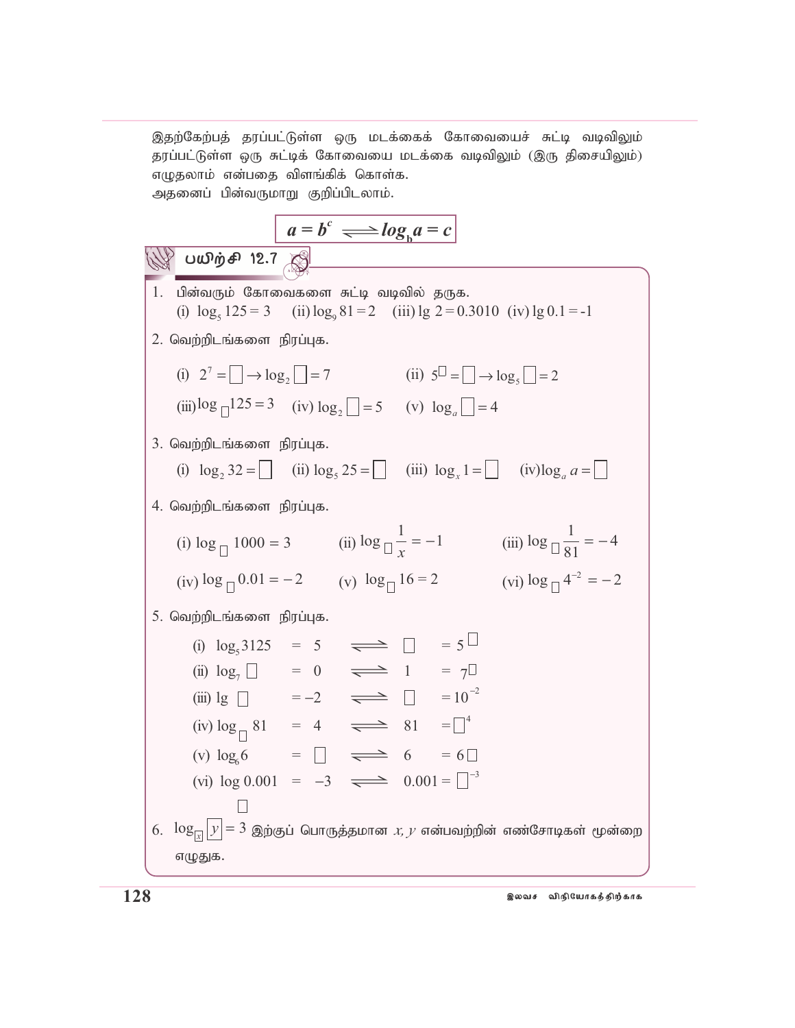இதற்கேற்பத் தரப்பட்டுள்ள ஒரு மடக்கைக் கோவையைச் சுட்டி வடிவிலும் தரப்பட்டுள்ள ஒரு சுட்டிக் கோவையை மடக்கை வடிவிலும் (இரு திசையிலும்) எழுதலாம் என்பதை விளங்கிக் கொள்க.
அதனைப் பின்வருமாறு குறிப்பிடலாம்.

$$a = b^c \rightleftharpoons \log_b a = c$$

## பயிற்சி 12.7

1. பின்வரும் கோவைகளை சுட்டி வடிவில் தருக.
   (i) $\log_5 125 = 3$ (ii) $\log_9 81 = 2$ (iii) $\lg 2 = 0.3010$ (iv) $\lg 0.1 = -1$

2. வெற்றிடங்களை நிரப்புக.

   (i) $2^7 = \square \rightarrow \log_2 \square = 7$ (ii) $5^{\square} = \square \rightarrow \log_5 \square = 2$

   (iii) $\log_{\square} 125 = 3$ (iv) $\log_2 \square = 5$ (v) $\log_a \square = 4$

3. வெற்றிடங்களை நிரப்புக.

   (i) $\log_2 32 = \square$ (ii) $\log_5 25 = \square$ (iii) $\log_x 1 = \square$ (iv) $\log_a a = \square$

4. வெற்றிடங்களை நிரப்புக.

   (i) $\log_{\square} 1000 = 3$ (ii) $\log_{\square} \frac{1}{x} = -1$ (iii) $\log_{\square} \frac{1}{81} = -4$

   (iv) $\log_{\square} 0.01 = -2$ (v) $\log_{\square} 16 = 2$ (vi) $\log_{\square} 4^{-2} = -2$

5. வெற்றிடங்களை நிரப்புக.

   (i) $\log_5 3125 = 5 \rightleftharpoons \square = 5^{\square}$
   (ii) $\log_7 \square = 0 \rightleftharpoons 1 = 7^{\square}$
   (iii) $\lg \square = -2 \rightleftharpoons \square = 10^{-2}$
   (iv) $\log_{\square} 81 = 4 \rightleftharpoons 81 = \square^4$
   (v) $\log_6 6 = \square \rightleftharpoons 6 = 6^{\square}$
   (vi) $\log_{\square} 0.001 = -3 \rightleftharpoons 0.001 = \square^{-3}$

6. $\log_{\boxed{x}} \boxed{y} = 3$ இற்குப் பொருத்தமான $x, y$ என்பவற்றின் எண்சோடிகள் மூன்றை எழுதுக.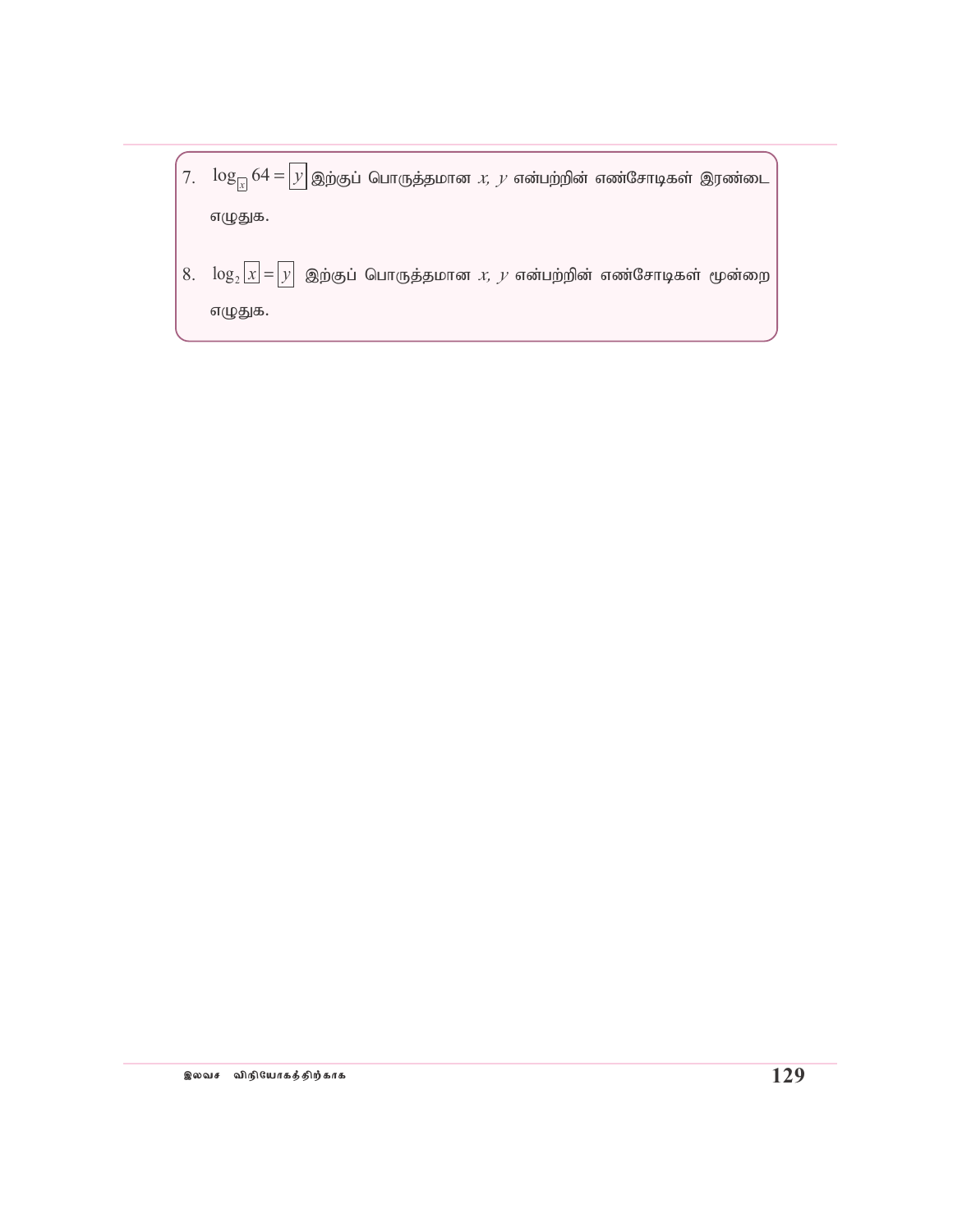7. $\log_{\boxed{x}} 64 = \boxed{y}$ இற்குப் பொருத்தமான $x, y$ என்பற்றின் எண்சோடிகள் இரண்டை எழுதுக.

8. $\log_2 \boxed{x} = \boxed{y}$ இற்குப் பொருத்தமான $x, y$ என்பற்றின் எண்சோடிகள் மூன்றை எழுதுக.